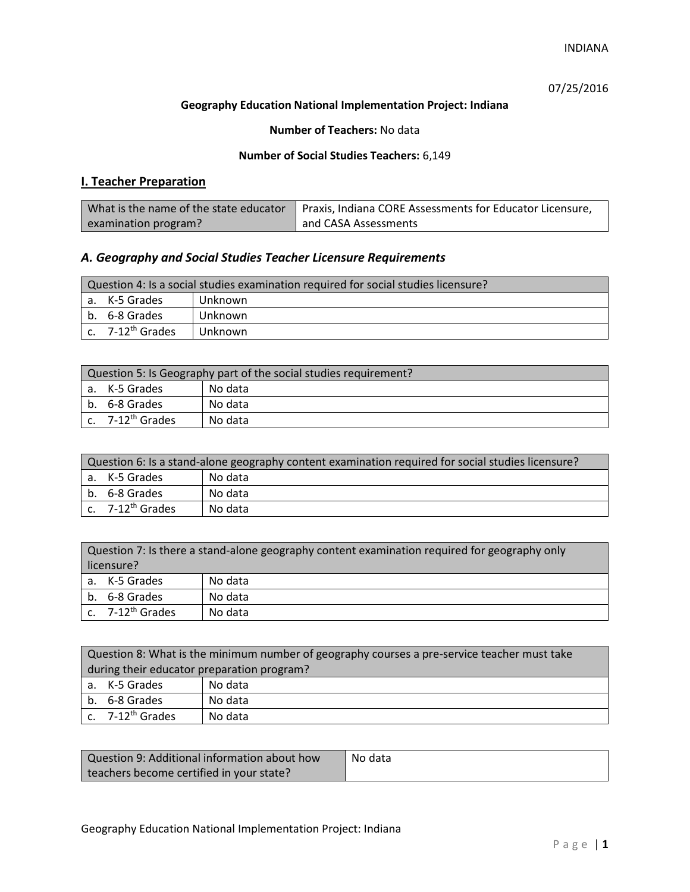INDIANA

07/25/2016

**Geography Education National Implementation Project: Indiana**

**Number of Teachers:** No data

**Number of Social Studies Teachers:** 6,149

## I. Teacher Preparation

| What is the name of the state educator examination program? | Praxis, Indiana CORE Assessments for Educator Licensure, and CASA Assessments |
|---|---|

### *A. Geography and Social Studies Teacher Licensure Requirements*

| Question 4: Is a social studies examination required for social studies licensure? | |
|---|---|
| a. K-5 Grades | Unknown |
| b. 6-8 Grades | Unknown |
| c. 7-12th Grades | Unknown |

| Question 5: Is Geography part of the social studies requirement? | |
|---|---|
| a. K-5 Grades | No data |
| b. 6-8 Grades | No data |
| c. 7-12th Grades | No data |

| Question 6: Is a stand-alone geography content examination required for social studies licensure? | |
|---|---|
| a. K-5 Grades | No data |
| b. 6-8 Grades | No data |
| c. 7-12th Grades | No data |

| Question 7: Is there a stand-alone geography content examination required for geography only licensure? | |
|---|---|
| a. K-5 Grades | No data |
| b. 6-8 Grades | No data |
| c. 7-12th Grades | No data |

| Question 8: What is the minimum number of geography courses a pre-service teacher must take during their educator preparation program? | |
|---|---|
| a. K-5 Grades | No data |
| b. 6-8 Grades | No data |
| c. 7-12th Grades | No data |

| Question 9: Additional information about how teachers become certified in your state? | No data |
|---|---|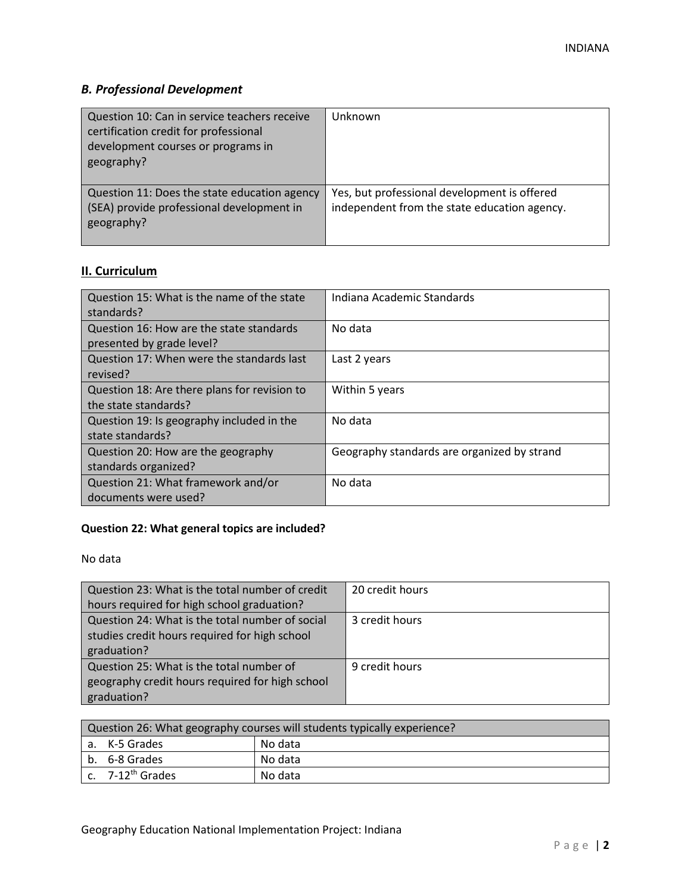### *B. Professional Development*

| Question | Response |
|---|---|
| Question 10: Can in service teachers receive certification credit for professional development courses or programs in geography? | Unknown |
| Question 11: Does the state education agency (SEA) provide professional development in geography? | Yes, but professional development is offered independent from the state education agency. |

## II. Curriculum

| Question | Response |
|---|---|
| Question 15: What is the name of the state standards? | Indiana Academic Standards |
| Question 16: How are the state standards presented by grade level? | No data |
| Question 17: When were the standards last revised? | Last 2 years |
| Question 18: Are there plans for revision to the state standards? | Within 5 years |
| Question 19: Is geography included in the state standards? | No data |
| Question 20: How are the geography standards organized? | Geography standards are organized by strand |
| Question 21: What framework and/or documents were used? | No data |

**Question 22: What general topics are included?**

No data

| Question | Response |
|---|---|
| Question 23: What is the total number of credit hours required for high school graduation? | 20 credit hours |
| Question 24: What is the total number of social studies credit hours required for high school graduation? | 3 credit hours |
| Question 25: What is the total number of geography credit hours required for high school graduation? | 9 credit hours |

| Question 26: What geography courses will students typically experience? | |
|---|---|
| a. K-5 Grades | No data |
| b. 6-8 Grades | No data |
| c. 7-12th Grades | No data |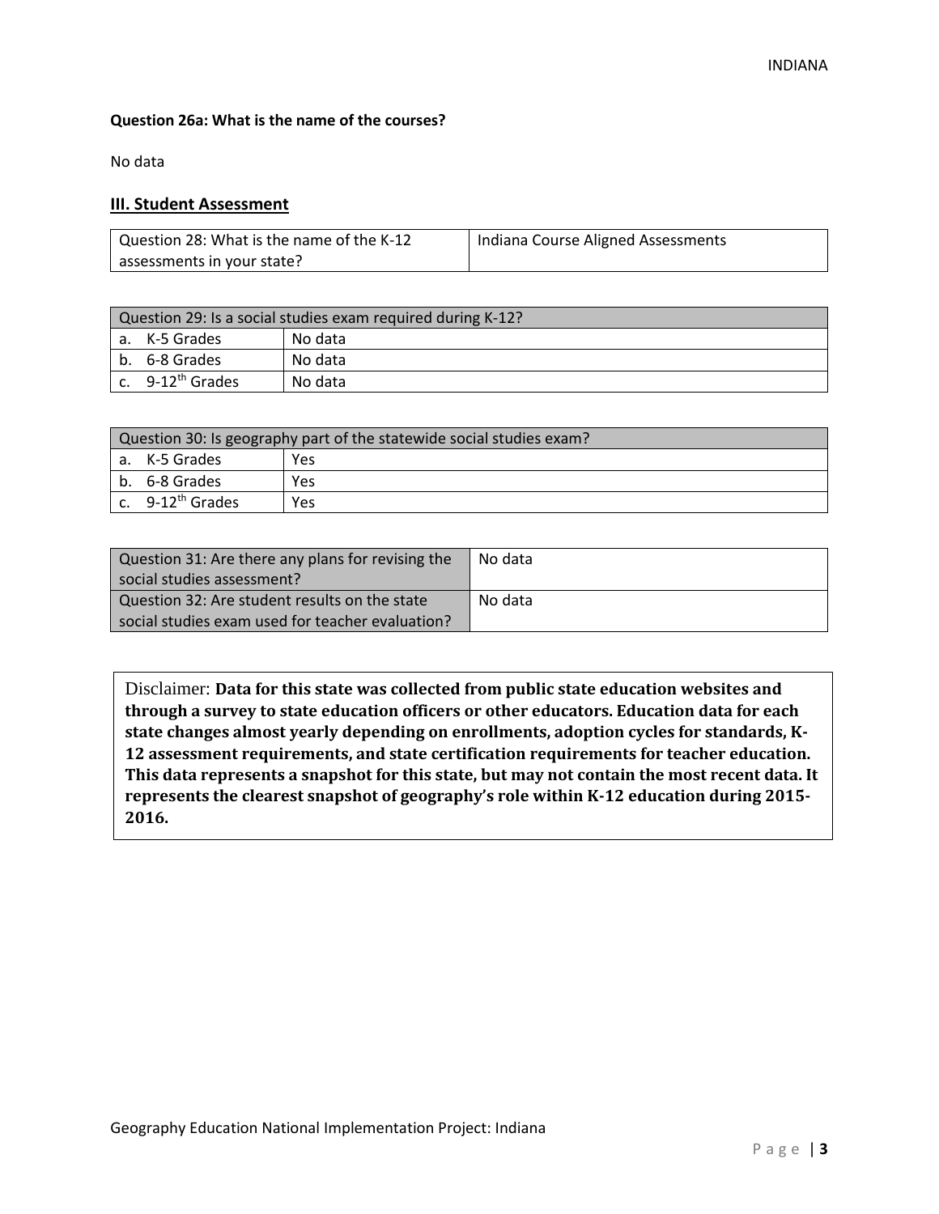**Question 26a: What is the name of the courses?**

No data

## III. Student Assessment

| | |
|---|---|
| Question 28: What is the name of the K-12 assessments in your state? | Indiana Course Aligned Assessments |

| Question 29: Is a social studies exam required during K-12? | |
|---|---|
| a. K-5 Grades | No data |
| b. 6-8 Grades | No data |
| c. 9-12th Grades | No data |

| Question 30: Is geography part of the statewide social studies exam? | |
|---|---|
| a. K-5 Grades | Yes |
| b. 6-8 Grades | Yes |
| c. 9-12th Grades | Yes |

| | |
|---|---|
| Question 31: Are there any plans for revising the social studies assessment? | No data |
| Question 32: Are student results on the state social studies exam used for teacher evaluation? | No data |

Disclaimer: **Data for this state was collected from public state education websites and through a survey to state education officers or other educators. Education data for each state changes almost yearly depending on enrollments, adoption cycles for standards, K-12 assessment requirements, and state certification requirements for teacher education. This data represents a snapshot for this state, but may not contain the most recent data. It represents the clearest snapshot of geography's role within K-12 education during 2015-2016.**